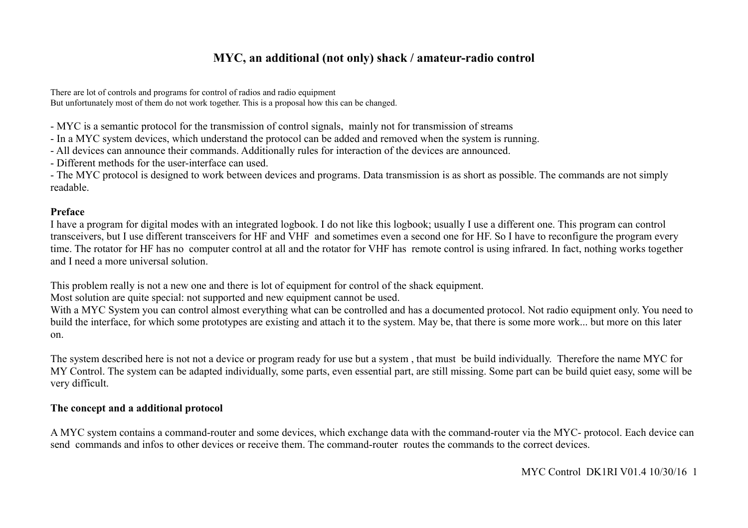# MYC, an additional (not only) shack / amateur-radio control

There are lot of controls and programs for control of radios and radio equipment
But unfortunately most of them do not work together. This is a proposal how this can be changed.

- MYC is a semantic protocol for the transmission of control signals, mainly not for transmission of streams
- In a MYC system devices, which understand the protocol can be added and removed when the system is running.
- All devices can announce their commands. Additionally rules for interaction of the devices are announced.
- Different methods for the user-interface can used.
- The MYC protocol is designed to work between devices and programs. Data transmission is as short as possible. The commands are not simply readable.

**Preface**

I have a program for digital modes with an integrated logbook. I do not like this logbook; usually I use a different one. This program can control transceivers, but I use different transceivers for HF and VHF and sometimes even a second one for HF. So I have to reconfigure the program every time. The rotator for HF has no computer control at all and the rotator for VHF has remote control is using infrared. In fact, nothing works together and I need a more universal solution.

This problem really is not a new one and there is lot of equipment for control of the shack equipment.
Most solution are quite special: not supported and new equipment cannot be used.
With a MYC System you can control almost everything what can be controlled and has a documented protocol. Not radio equipment only. You need to build the interface, for which some prototypes are existing and attach it to the system. May be, that there is some more work... but more on this later on.

The system described here is not not a device or program ready for use but a system , that must be build individually. Therefore the name MYC for MY Control. The system can be adapted individually, some parts, even essential part, are still missing. Some part can be build quiet easy, some will be very difficult.

**The concept and a additional protocol**

A MYC system contains a command-router and some devices, which exchange data with the command-router via the MYC- protocol. Each device can send commands and infos to other devices or receive them. The command-router routes the commands to the correct devices.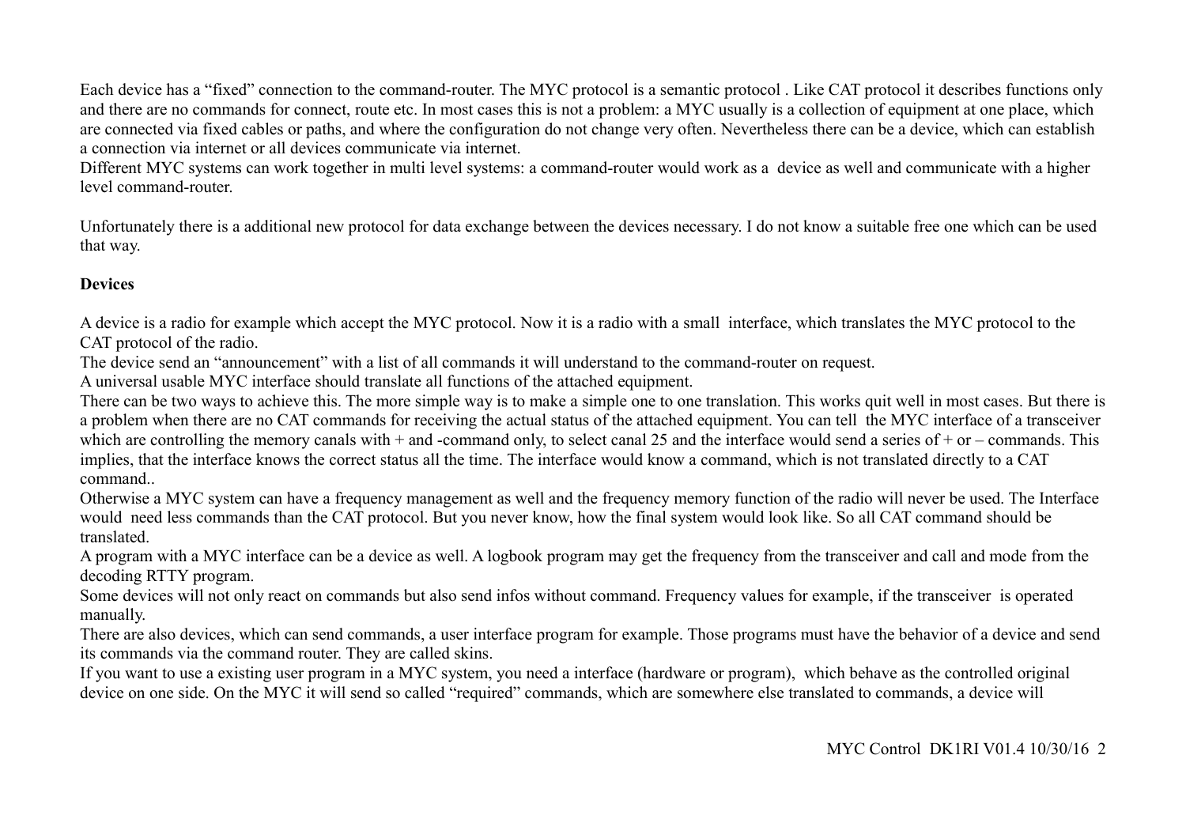Each device has a “fixed” connection to the command-router. The MYC protocol is a semantic protocol . Like CAT protocol it describes functions only and there are no commands for connect, route etc. In most cases this is not a problem: a MYC usually is a collection of equipment at one place, which are connected via fixed cables or paths, and where the configuration do not change very often. Nevertheless there can be a device, which can establish a connection via internet or all devices communicate via internet.
Different MYC systems can work together in multi level systems: a command-router would work as a device as well and communicate with a higher level command-router.

Unfortunately there is a additional new protocol for data exchange between the devices necessary. I do not know a suitable free one which can be used that way.

**Devices**

A device is a radio for example which accept the MYC protocol. Now it is a radio with a small interface, which translates the MYC protocol to the CAT protocol of the radio.
The device send an “announcement” with a list of all commands it will understand to the command-router on request.
A universal usable MYC interface should translate all functions of the attached equipment.
There can be two ways to achieve this. The more simple way is to make a simple one to one translation. This works quit well in most cases. But there is a problem when there are no CAT commands for receiving the actual status of the attached equipment. You can tell the MYC interface of a transceiver which are controlling the memory canals with + and -command only, to select canal 25 and the interface would send a series of + or – commands. This implies, that the interface knows the correct status all the time. The interface would know a command, which is not translated directly to a CAT command..
Otherwise a MYC system can have a frequency management as well and the frequency memory function of the radio will never be used. The Interface would need less commands than the CAT protocol. But you never know, how the final system would look like. So all CAT command should be translated.
A program with a MYC interface can be a device as well. A logbook program may get the frequency from the transceiver and call and mode from the decoding RTTY program.
Some devices will not only react on commands but also send infos without command. Frequency values for example, if the transceiver is operated manually.
There are also devices, which can send commands, a user interface program for example. Those programs must have the behavior of a device and send its commands via the command router. They are called skins.
If you want to use a existing user program in a MYC system, you need a interface (hardware or program), which behave as the controlled original device on one side. On the MYC it will send so called “required” commands, which are somewhere else translated to commands, a device will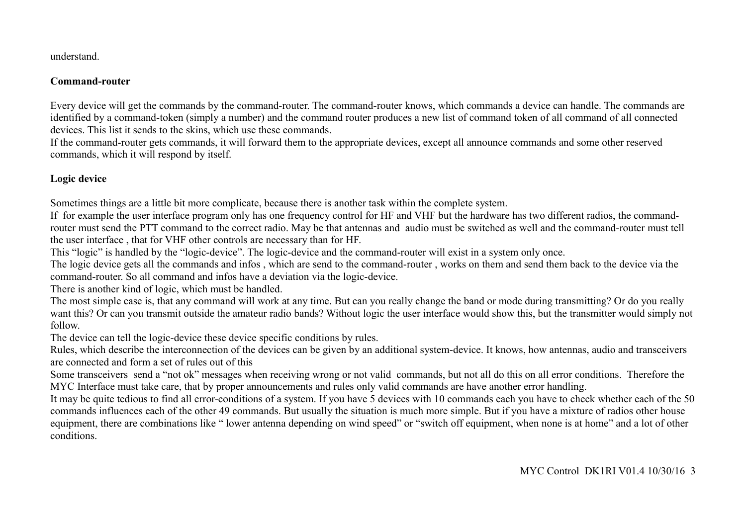understand.

**Command-router**

Every device will get the commands by the command-router. The command-router knows, which commands a device can handle. The commands are identified by a command-token (simply a number) and the command router produces a new list of command token of all command of all connected devices. This list it sends to the skins, which use these commands.
If the command-router gets commands, it will forward them to the appropriate devices, except all announce commands and some other reserved commands, which it will respond by itself.

**Logic device**

Sometimes things are a little bit more complicate, because there is another task within the complete system.
If for example the user interface program only has one frequency control for HF and VHF but the hardware has two different radios, the command-router must send the PTT command to the correct radio. May be that antennas and audio must be switched as well and the command-router must tell the user interface , that for VHF other controls are necessary than for HF.
This “logic” is handled by the “logic-device”. The logic-device and the command-router will exist in a system only once.
The logic device gets all the commands and infos , which are send to the command-router , works on them and send them back to the device via the command-router. So all command and infos have a deviation via the logic-device.
There is another kind of logic, which must be handled.
The most simple case is, that any command will work at any time. But can you really change the band or mode during transmitting? Or do you really want this? Or can you transmit outside the amateur radio bands? Without logic the user interface would show this, but the transmitter would simply not follow.
The device can tell the logic-device these device specific conditions by rules.
Rules, which describe the interconnection of the devices can be given by an additional system-device. It knows, how antennas, audio and transceivers are connected and form a set of rules out of this
Some transceivers send a “not ok” messages when receiving wrong or not valid commands, but not all do this on all error conditions. Therefore the MYC Interface must take care, that by proper announcements and rules only valid commands are have another error handling.
It may be quite tedious to find all error-conditions of a system. If you have 5 devices with 10 commands each you have to check whether each of the 50 commands influences each of the other 49 commands. But usually the situation is much more simple. But if you have a mixture of radios other house equipment, there are combinations like “ lower antenna depending on wind speed” or “switch off equipment, when none is at home” and a lot of other conditions.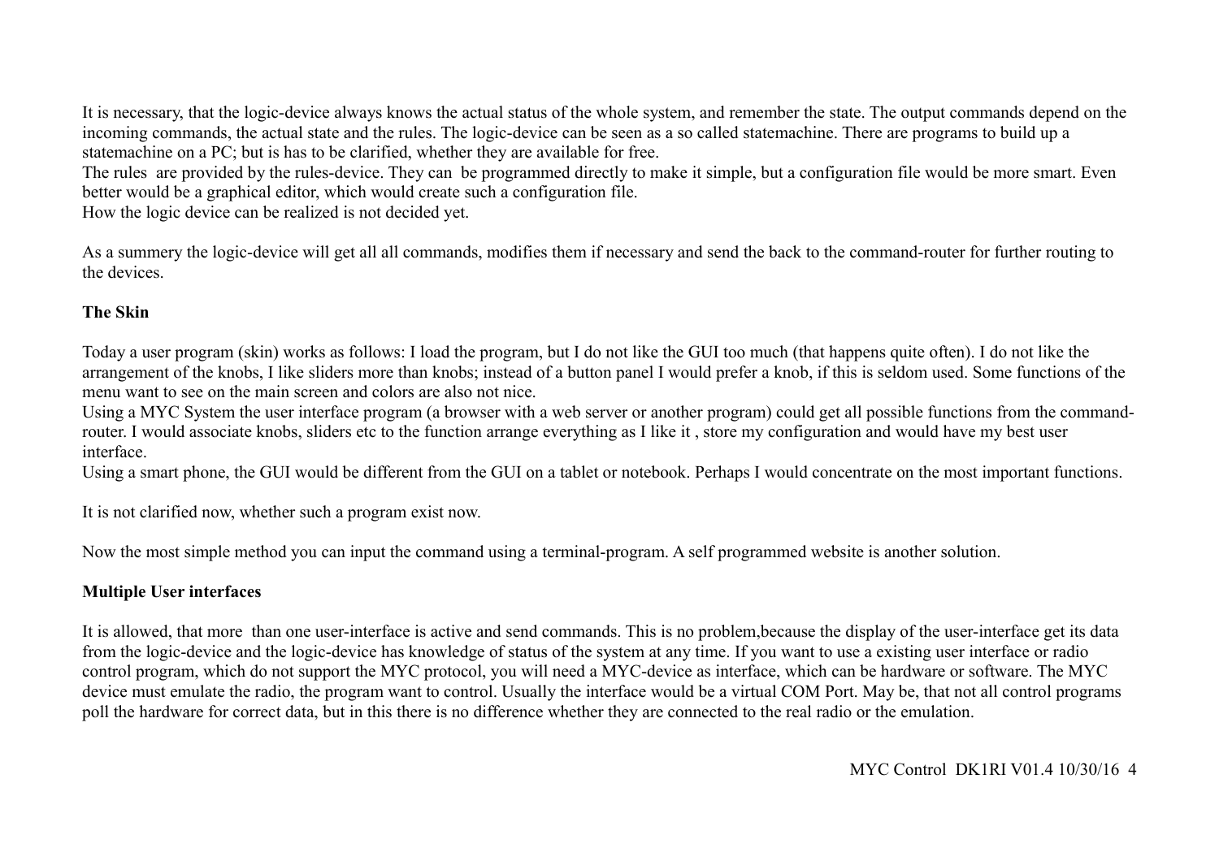It is necessary, that the logic-device always knows the actual status of the whole system, and remember the state. The output commands depend on the incoming commands, the actual state and the rules. The logic-device can be seen as a so called statemachine. There are programs to build up a statemachine on a PC; but is has to be clarified, whether they are available for free.
The rules  are provided by the rules-device. They can  be programmed directly to make it simple, but a configuration file would be more smart. Even better would be a graphical editor, which would create such a configuration file.
How the logic device can be realized is not decided yet.

As a summery the logic-device will get all all commands, modifies them if necessary and send the back to the command-router for further routing to the devices.

**The Skin**

Today a user program (skin) works as follows: I load the program, but I do not like the GUI too much (that happens quite often). I do not like the arrangement of the knobs, I like sliders more than knobs; instead of a button panel I would prefer a knob, if this is seldom used. Some functions of the menu want to see on the main screen and colors are also not nice.
Using a MYC System the user interface program (a browser with a web server or another program) could get all possible functions from the command-router. I would associate knobs, sliders etc to the function arrange everything as I like it , store my configuration and would have my best user interface.
Using a smart phone, the GUI would be different from the GUI on a tablet or notebook. Perhaps I would concentrate on the most important functions.

It is not clarified now, whether such a program exist now.

Now the most simple method you can input the command using a terminal-program. A self programmed website is another solution.

**Multiple User interfaces**

It is allowed, that more  than one user-interface is active and send commands. This is no problem,because the display of the user-interface get its data from the logic-device and the logic-device has knowledge of status of the system at any time. If you want to use a existing user interface or radio control program, which do not support the MYC protocol, you will need a MYC-device as interface, which can be hardware or software. The MYC device must emulate the radio, the program want to control. Usually the interface would be a virtual COM Port. May be, that not all control programs poll the hardware for correct data, but in this there is no difference whether they are connected to the real radio or the emulation.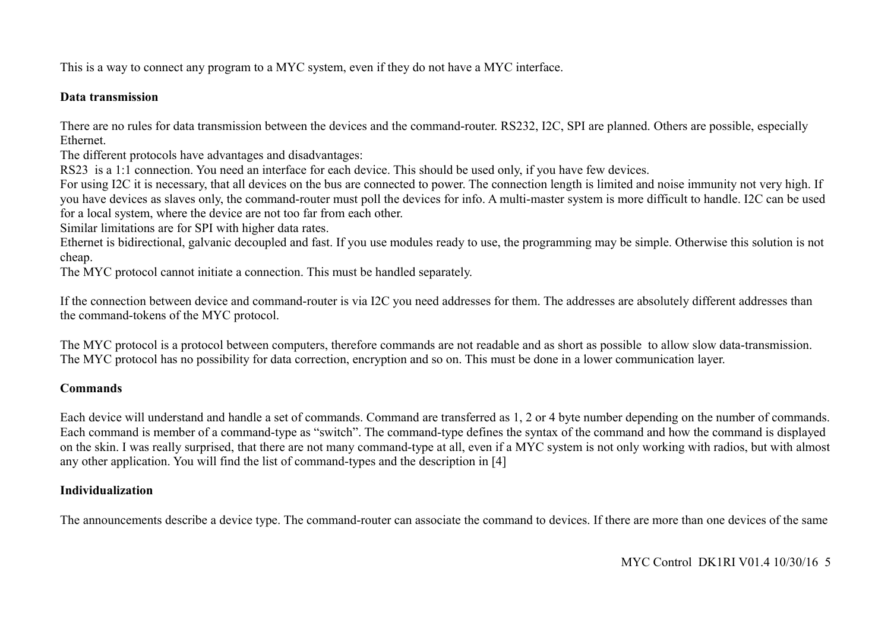This is a way to connect any program to a MYC system, even if they do not have a MYC interface.

**Data transmission**

There are no rules for data transmission between the devices and the command-router. RS232, I2C, SPI are planned. Others are possible, especially Ethernet.
The different protocols have advantages and disadvantages:
RS23 is a 1:1 connection. You need an interface for each device. This should be used only, if you have few devices.
For using I2C it is necessary, that all devices on the bus are connected to power. The connection length is limited and noise immunity not very high. If you have devices as slaves only, the command-router must poll the devices for info. A multi-master system is more difficult to handle. I2C can be used for a local system, where the device are not too far from each other.
Similar limitations are for SPI with higher data rates.
Ethernet is bidirectional, galvanic decoupled and fast. If you use modules ready to use, the programming may be simple. Otherwise this solution is not cheap.
The MYC protocol cannot initiate a connection. This must be handled separately.

If the connection between device and command-router is via I2C you need addresses for them. The addresses are absolutely different addresses than the command-tokens of the MYC protocol.

The MYC protocol is a protocol between computers, therefore commands are not readable and as short as possible to allow slow data-transmission.
The MYC protocol has no possibility for data correction, encryption and so on. This must be done in a lower communication layer.

**Commands**

Each device will understand and handle a set of commands. Command are transferred as 1, 2 or 4 byte number depending on the number of commands. Each command is member of a command-type as “switch”. The command-type defines the syntax of the command and how the command is displayed on the skin. I was really surprised, that there are not many command-type at all, even if a MYC system is not only working with radios, but with almost any other application. You will find the list of command-types and the description in [4]

**Individualization**

The announcements describe a device type. The command-router can associate the command to devices. If there are more than one devices of the same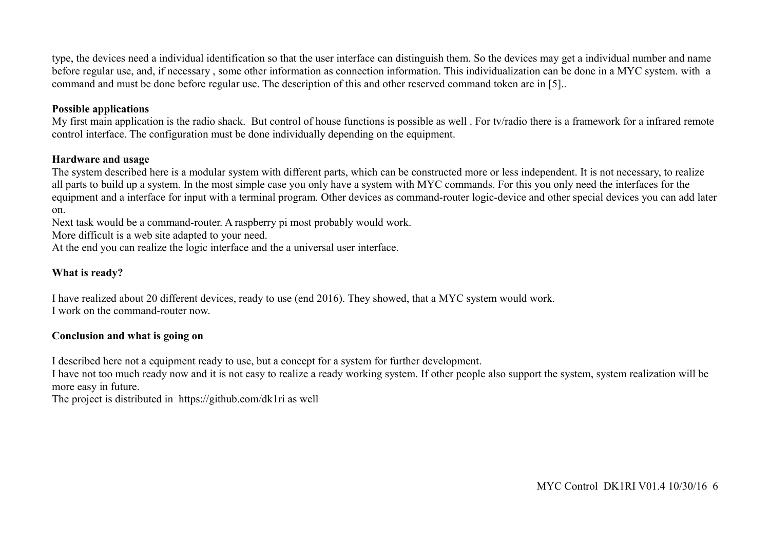type, the devices need a individual identification so that the user interface can distinguish them. So the devices may get a individual number and name before regular use, and, if necessary , some other information as connection information. This individualization can be done in a MYC system. with a command and must be done before regular use. The description of this and other reserved command token are in [5]..

**Possible applications**

My first main application is the radio shack. But control of house functions is possible as well . For tv/radio there is a framework for a infrared remote control interface. The configuration must be done individually depending on the equipment.

**Hardware and usage**

The system described here is a modular system with different parts, which can be constructed more or less independent. It is not necessary, to realize all parts to build up a system. In the most simple case you only have a system with MYC commands. For this you only need the interfaces for the equipment and a interface for input with a terminal program. Other devices as command-router logic-device and other special devices you can add later on.

Next task would be a command-router. A raspberry pi most probably would work.

More difficult is a web site adapted to your need.

At the end you can realize the logic interface and the a universal user interface.

**What is ready?**

I have realized about 20 different devices, ready to use (end 2016). They showed, that a MYC system would work.

I work on the command-router now.

**Conclusion and what is going on**

I described here not a equipment ready to use, but a concept for a system for further development.

I have not too much ready now and it is not easy to realize a ready working system. If other people also support the system, system realization will be more easy in future.

The project is distributed in https://github.com/dk1ri as well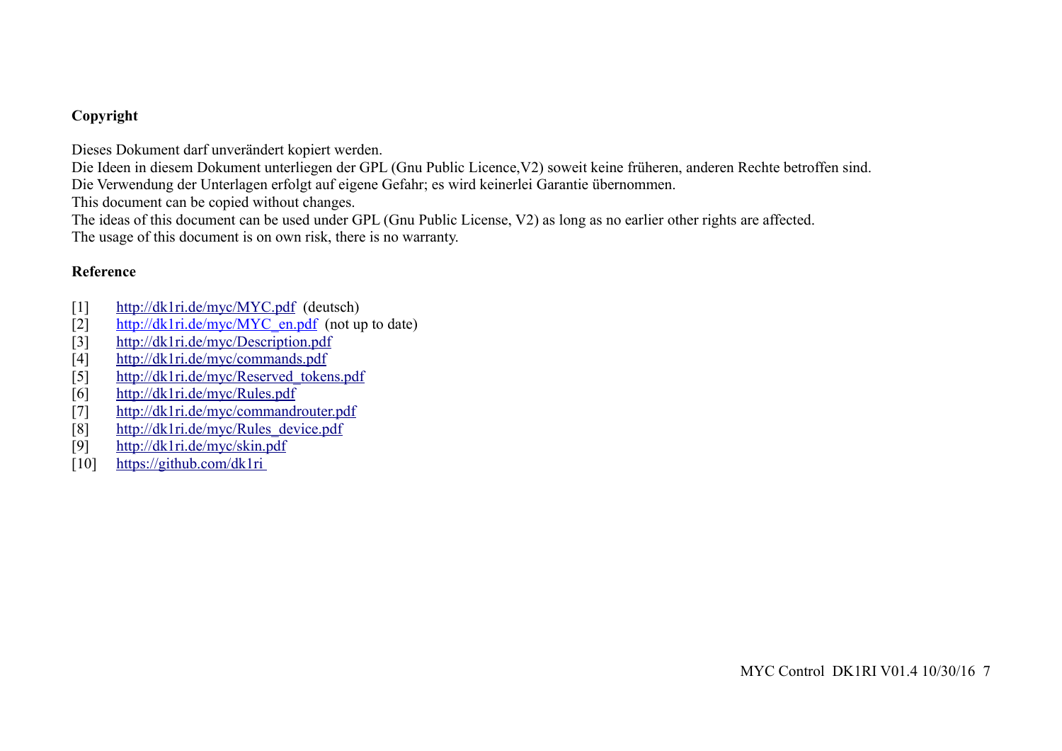**Copyright**

Dieses Dokument darf unverändert kopiert werden.
Die Ideen in diesem Dokument unterliegen der GPL (Gnu Public Licence,V2) soweit keine früheren, anderen Rechte betroffen sind.
Die Verwendung der Unterlagen erfolgt auf eigene Gefahr; es wird keinerlei Garantie übernommen.
This document can be copied without changes.
The ideas of this document can be used under GPL (Gnu Public License, V2) as long as no earlier other rights are affected.
The usage of this document is on own risk, there is no warranty.

**Reference**

[1] http://dk1ri.de/myc/MYC.pdf (deutsch)
[2] http://dk1ri.de/myc/MYC_en.pdf (not up to date)
[3] http://dk1ri.de/myc/Description.pdf
[4] http://dk1ri.de/myc/commands.pdf
[5] http://dk1ri.de/myc/Reserved_tokens.pdf
[6] http://dk1ri.de/myc/Rules.pdf
[7] http://dk1ri.de/myc/commandrouter.pdf
[8] http://dk1ri.de/myc/Rules_device.pdf
[9] http://dk1ri.de/myc/skin.pdf
[10] https://github.com/dk1ri